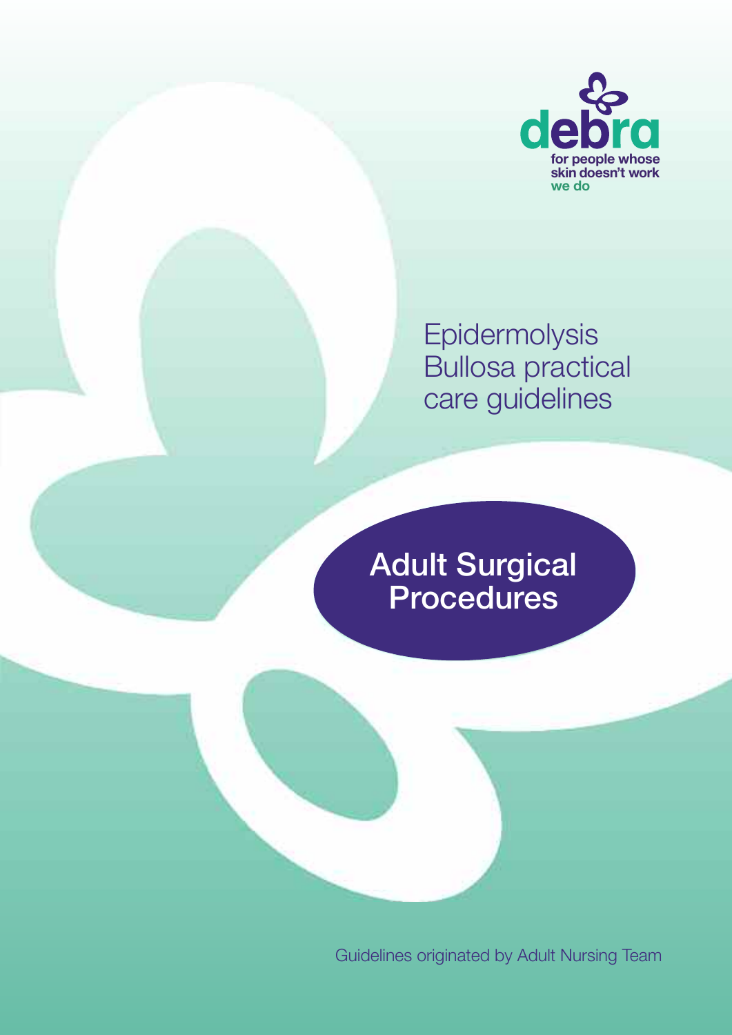debra

for people whose skin doesn't work we do

# Epidermolysis Bullosa practical care guidelines

## Adult Surgical Procedures

Guidelines originated by Adult Nursing Team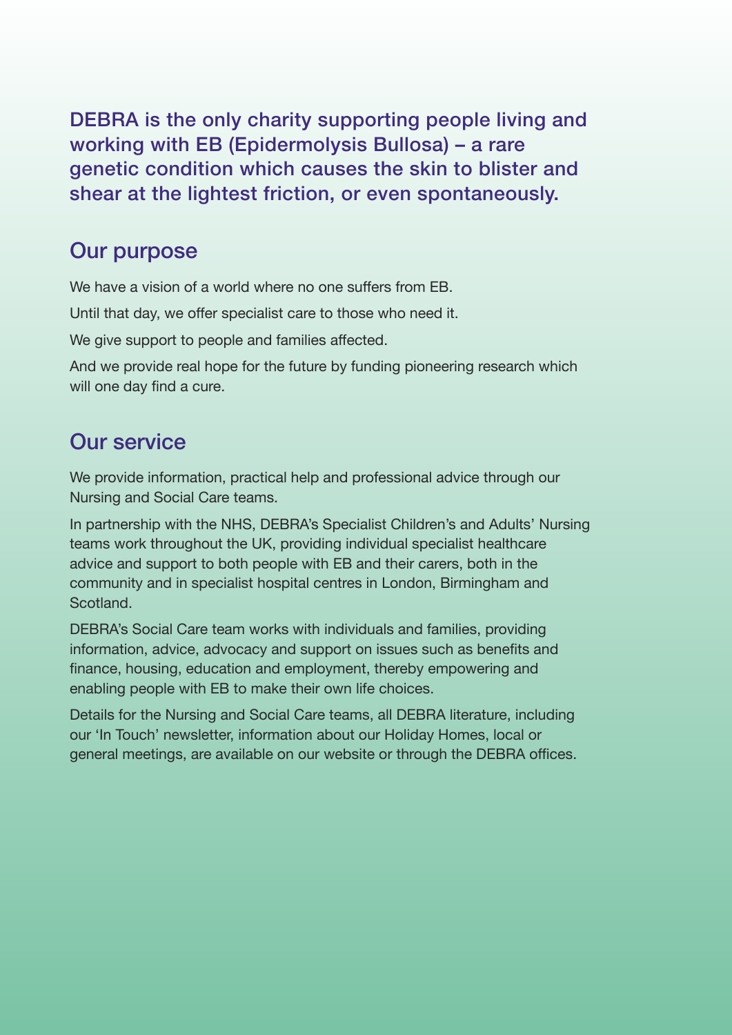**DEBRA is the only charity supporting people living and working with EB (Epidermolysis Bullosa) – a rare genetic condition which causes the skin to blister and shear at the lightest friction, or even spontaneously.**

## Our purpose

We have a vision of a world where no one suffers from EB.

Until that day, we offer specialist care to those who need it.

We give support to people and families affected.

And we provide real hope for the future by funding pioneering research which will one day find a cure.

## Our service

We provide information, practical help and professional advice through our Nursing and Social Care teams.

In partnership with the NHS, DEBRA's Specialist Children's and Adults' Nursing teams work throughout the UK, providing individual specialist healthcare advice and support to both people with EB and their carers, both in the community and in specialist hospital centres in London, Birmingham and Scotland.

DEBRA's Social Care team works with individuals and families, providing information, advice, advocacy and support on issues such as benefits and finance, housing, education and employment, thereby empowering and enabling people with EB to make their own life choices.

Details for the Nursing and Social Care teams, all DEBRA literature, including our 'In Touch' newsletter, information about our Holiday Homes, local or general meetings, are available on our website or through the DEBRA offices.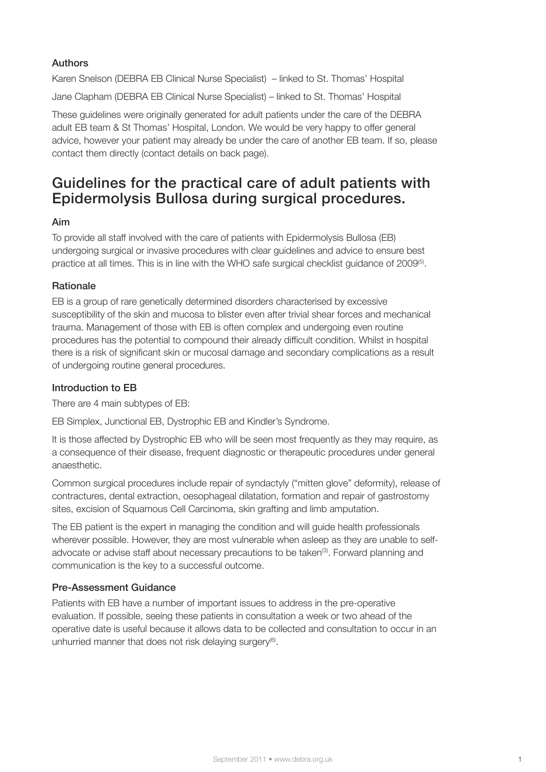### Authors

Karen Snelson (DEBRA EB Clinical Nurse Specialist) – linked to St. Thomas' Hospital

Jane Clapham (DEBRA EB Clinical Nurse Specialist) – linked to St. Thomas' Hospital

These guidelines were originally generated for adult patients under the care of the DEBRA adult EB team & St Thomas' Hospital, London. We would be very happy to offer general advice, however your patient may already be under the care of another EB team. If so, please contact them directly (contact details on back page).

## Guidelines for the practical care of adult patients with Epidermolysis Bullosa during surgical procedures.

### Aim

To provide all staff involved with the care of patients with Epidermolysis Bullosa (EB) undergoing surgical or invasive procedures with clear guidelines and advice to ensure best practice at all times. This is in line with the WHO safe surgical checklist guidance of 2009[5].

### Rationale

EB is a group of rare genetically determined disorders characterised by excessive susceptibility of the skin and mucosa to blister even after trivial shear forces and mechanical trauma. Management of those with EB is often complex and undergoing even routine procedures has the potential to compound their already difficult condition. Whilst in hospital there is a risk of significant skin or mucosal damage and secondary complications as a result of undergoing routine general procedures.

### Introduction to EB

There are 4 main subtypes of EB:

EB Simplex, Junctional EB, Dystrophic EB and Kindler's Syndrome.

It is those affected by Dystrophic EB who will be seen most frequently as they may require, as a consequence of their disease, frequent diagnostic or therapeutic procedures under general anaesthetic.

Common surgical procedures include repair of syndactyly ("mitten glove" deformity), release of contractures, dental extraction, oesophageal dilatation, formation and repair of gastrostomy sites, excision of Squamous Cell Carcinoma, skin grafting and limb amputation.

The EB patient is the expert in managing the condition and will guide health professionals wherever possible. However, they are most vulnerable when asleep as they are unable to self-advocate or advise staff about necessary precautions to be taken[3]. Forward planning and communication is the key to a successful outcome.

### Pre-Assessment Guidance

Patients with EB have a number of important issues to address in the pre-operative evaluation. If possible, seeing these patients in consultation a week or two ahead of the operative date is useful because it allows data to be collected and consultation to occur in an unhurried manner that does not risk delaying surgery[6].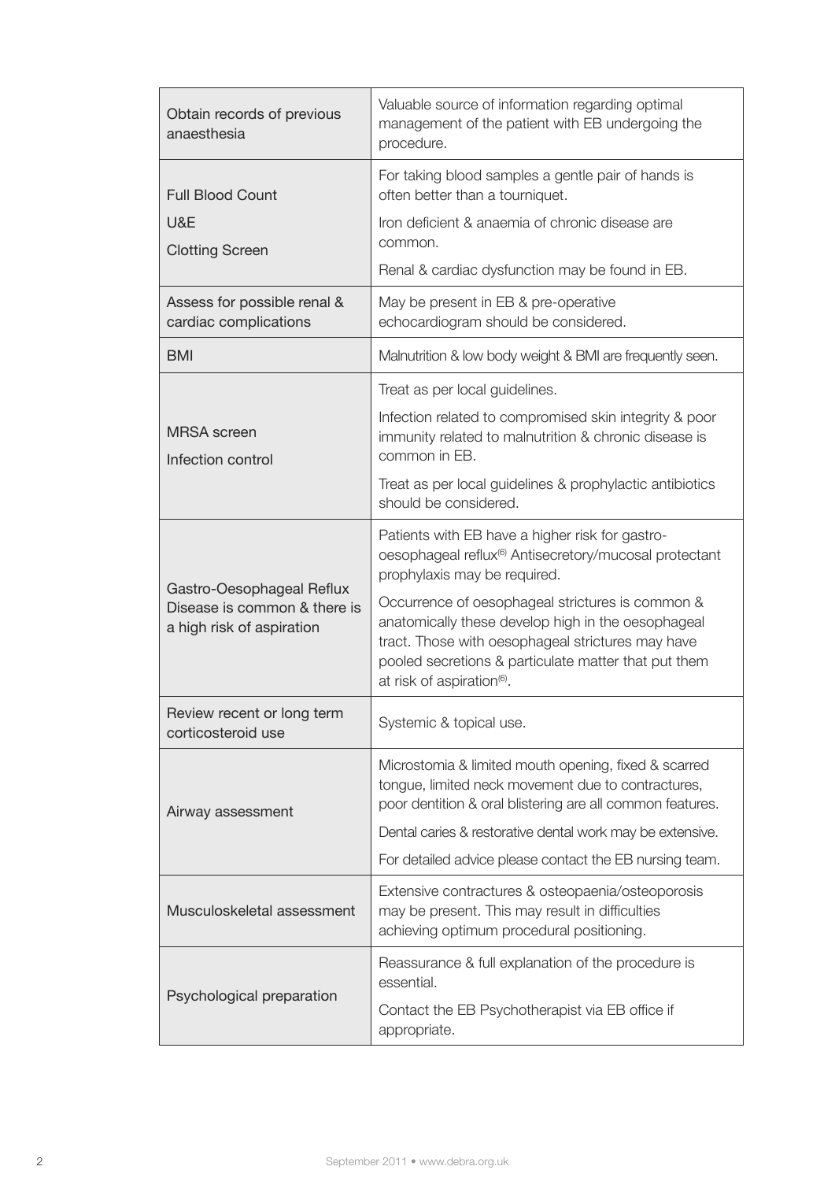| | |
|---|---|
| Obtain records of previous anaesthesia | Valuable source of information regarding optimal management of the patient with EB undergoing the procedure. |
| Full Blood Count<br>U&E<br>Clotting Screen | For taking blood samples a gentle pair of hands is often better than a tourniquet.<br>Iron deficient & anaemia of chronic disease are common.<br>Renal & cardiac dysfunction may be found in EB. |
| Assess for possible renal & cardiac complications | May be present in EB & pre-operative echocardiogram should be considered. |
| BMI | Malnutrition & low body weight & BMI are frequently seen. |
| MRSA screen<br>Infection control | Treat as per local guidelines.<br>Infection related to compromised skin integrity & poor immunity related to malnutrition & chronic disease is common in EB.<br>Treat as per local guidelines & prophylactic antibiotics should be considered. |
| Gastro-Oesophageal Reflux Disease is common & there is a high risk of aspiration | Patients with EB have a higher risk for gastro-oesophageal reflux[6] Antisecretory/mucosal protectant prophylaxis may be required.<br>Occurrence of oesophageal strictures is common & anatomically these develop high in the oesophageal tract. Those with oesophageal strictures may have pooled secretions & particulate matter that put them at risk of aspiration[6]. |
| Review recent or long term corticosteroid use | Systemic & topical use. |
| Airway assessment | Microstomia & limited mouth opening, fixed & scarred tongue, limited neck movement due to contractures, poor dentition & oral blistering are all common features.<br>Dental caries & restorative dental work may be extensive.<br>For detailed advice please contact the EB nursing team. |
| Musculoskeletal assessment | Extensive contractures & osteopaenia/osteoporosis may be present. This may result in difficulties achieving optimum procedural positioning. |
| Psychological preparation | Reassurance & full explanation of the procedure is essential.<br>Contact the EB Psychotherapist via EB office if appropriate. |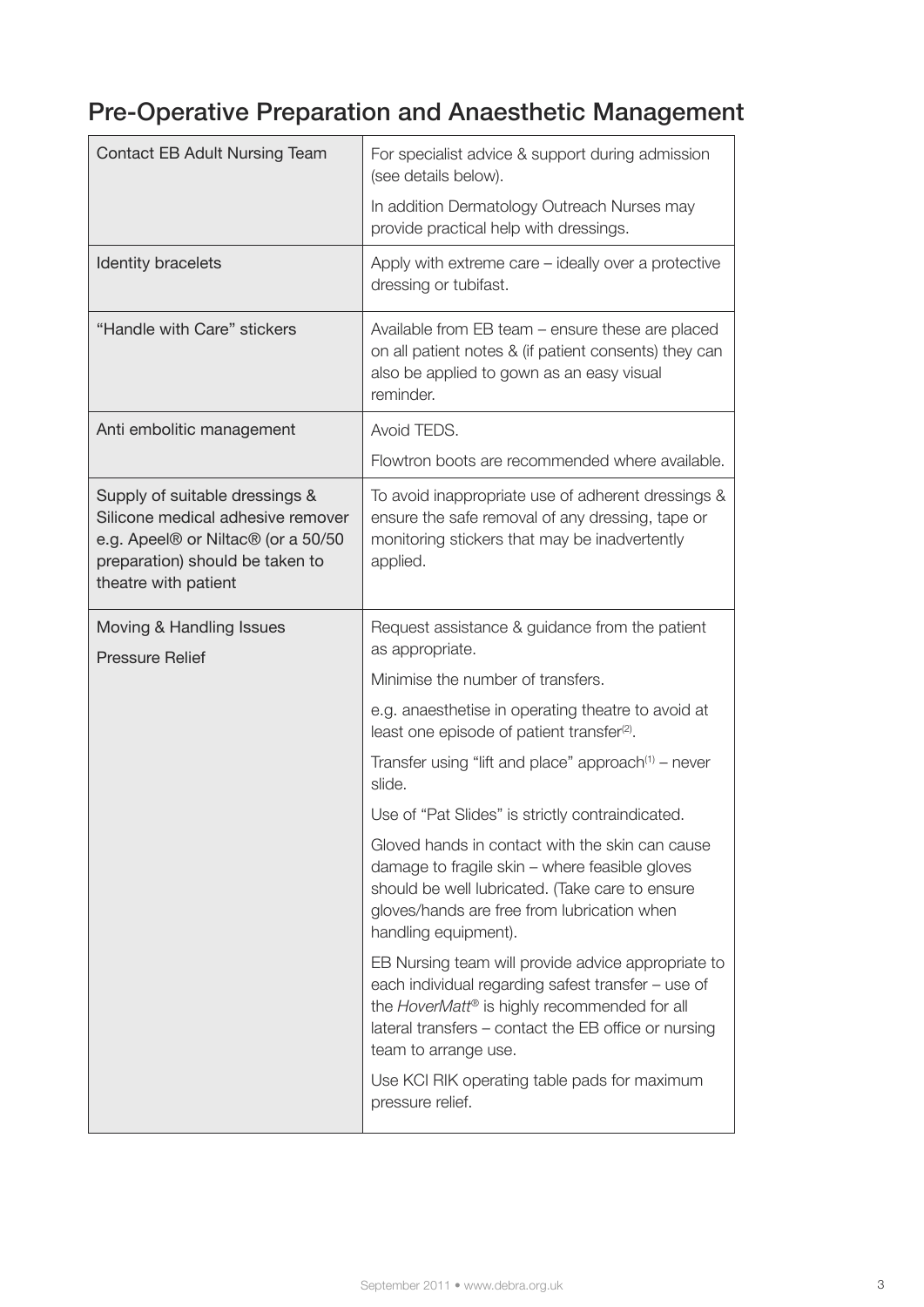## Pre-Operative Preparation and Anaesthetic Management

| | |
|---|---|
| Contact EB Adult Nursing Team | For specialist advice & support during admission (see details below).<br><br>In addition Dermatology Outreach Nurses may provide practical help with dressings. |
| Identity bracelets | Apply with extreme care – ideally over a protective dressing or tubifast. |
| "Handle with Care" stickers | Available from EB team – ensure these are placed on all patient notes & (if patient consents) they can also be applied to gown as an easy visual reminder. |
| Anti embolitic management | Avoid TEDS.<br><br>Flowtron boots are recommended where available. |
| Supply of suitable dressings & Silicone medical adhesive remover e.g. Apeel® or Niltac® (or a 50/50 preparation) should be taken to theatre with patient | To avoid inappropriate use of adherent dressings & ensure the safe removal of any dressing, tape or monitoring stickers that may be inadvertently applied. |
| Moving & Handling Issues<br><br>Pressure Relief | Request assistance & guidance from the patient as appropriate.<br><br>Minimise the number of transfers.<br><br>e.g. anaesthetise in operating theatre to avoid at least one episode of patient transfer[2].<br><br>Transfer using "lift and place" approach[1] – never slide.<br><br>Use of "Pat Slides" is strictly contraindicated.<br><br>Gloved hands in contact with the skin can cause damage to fragile skin – where feasible gloves should be well lubricated. (Take care to ensure gloves/hands are free from lubrication when handling equipment).<br><br>EB Nursing team will provide advice appropriate to each individual regarding safest transfer – use of the *HoverMatt*® is highly recommended for all lateral transfers – contact the EB office or nursing team to arrange use.<br><br>Use KCI RIK operating table pads for maximum pressure relief. |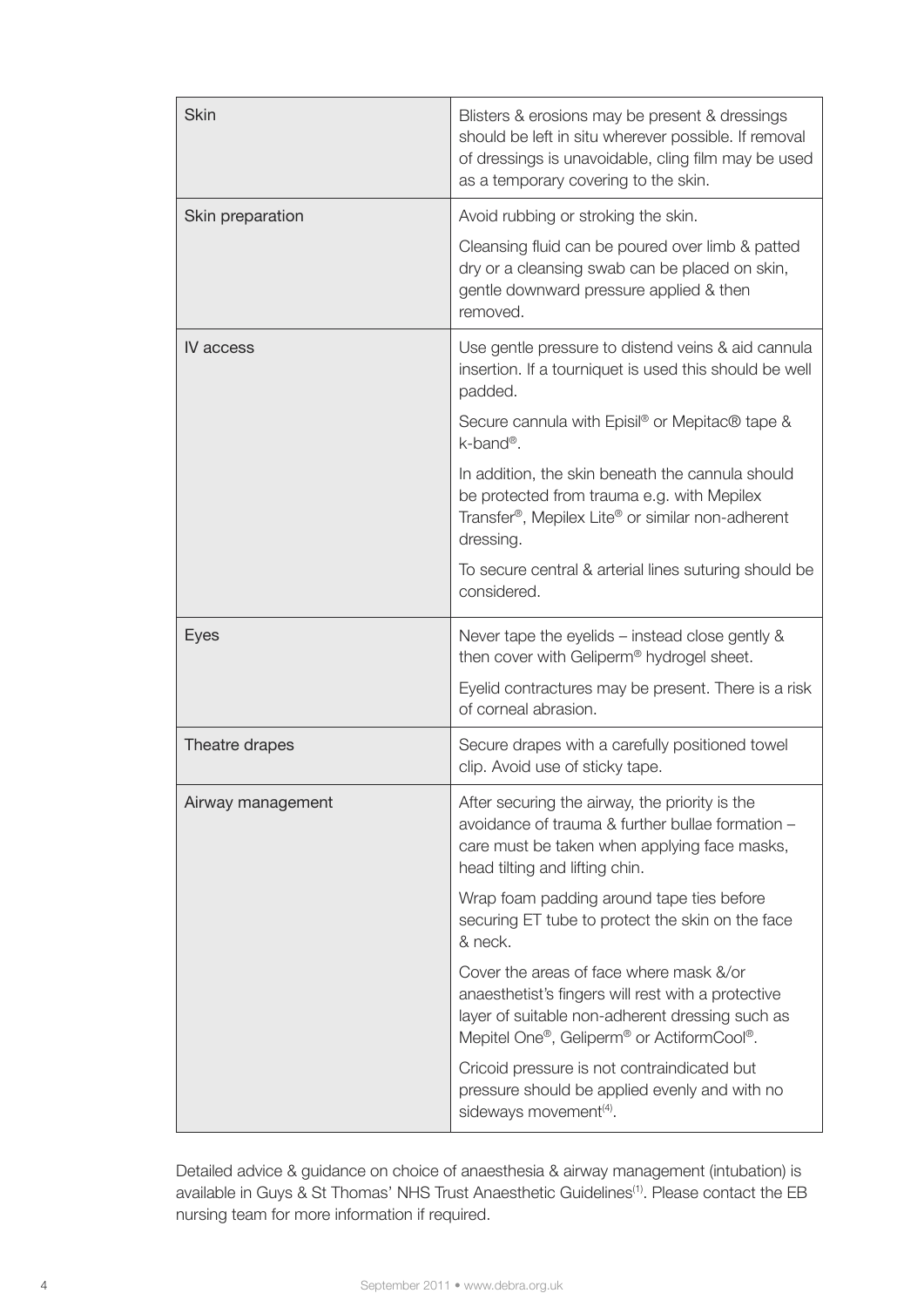| | |
|---|---|
| Skin | Blisters & erosions may be present & dressings should be left in situ wherever possible. If removal of dressings is unavoidable, cling film may be used as a temporary covering to the skin. |
| Skin preparation | Avoid rubbing or stroking the skin.<br><br>Cleansing fluid can be poured over limb & patted dry or a cleansing swab can be placed on skin, gentle downward pressure applied & then removed. |
| IV access | Use gentle pressure to distend veins & aid cannula insertion. If a tourniquet is used this should be well padded.<br><br>Secure cannula with Episil® or Mepitac® tape & k-band®.<br><br>In addition, the skin beneath the cannula should be protected from trauma e.g. with Mepilex Transfer®, Mepilex Lite® or similar non-adherent dressing.<br><br>To secure central & arterial lines suturing should be considered. |
| Eyes | Never tape the eyelids – instead close gently & then cover with Geliperm® hydrogel sheet.<br><br>Eyelid contractures may be present. There is a risk of corneal abrasion. |
| Theatre drapes | Secure drapes with a carefully positioned towel clip. Avoid use of sticky tape. |
| Airway management | After securing the airway, the priority is the avoidance of trauma & further bullae formation – care must be taken when applying face masks, head tilting and lifting chin.<br><br>Wrap foam padding around tape ties before securing ET tube to protect the skin on the face & neck.<br><br>Cover the areas of face where mask &/or anaesthetist's fingers will rest with a protective layer of suitable non-adherent dressing such as Mepitel One®, Geliperm® or ActiformCool®.<br><br>Cricoid pressure is not contraindicated but pressure should be applied evenly and with no sideways movement[4]. |

Detailed advice & guidance on choice of anaesthesia & airway management (intubation) is available in Guys & St Thomas' NHS Trust Anaesthetic Guidelines[1]. Please contact the EB nursing team for more information if required.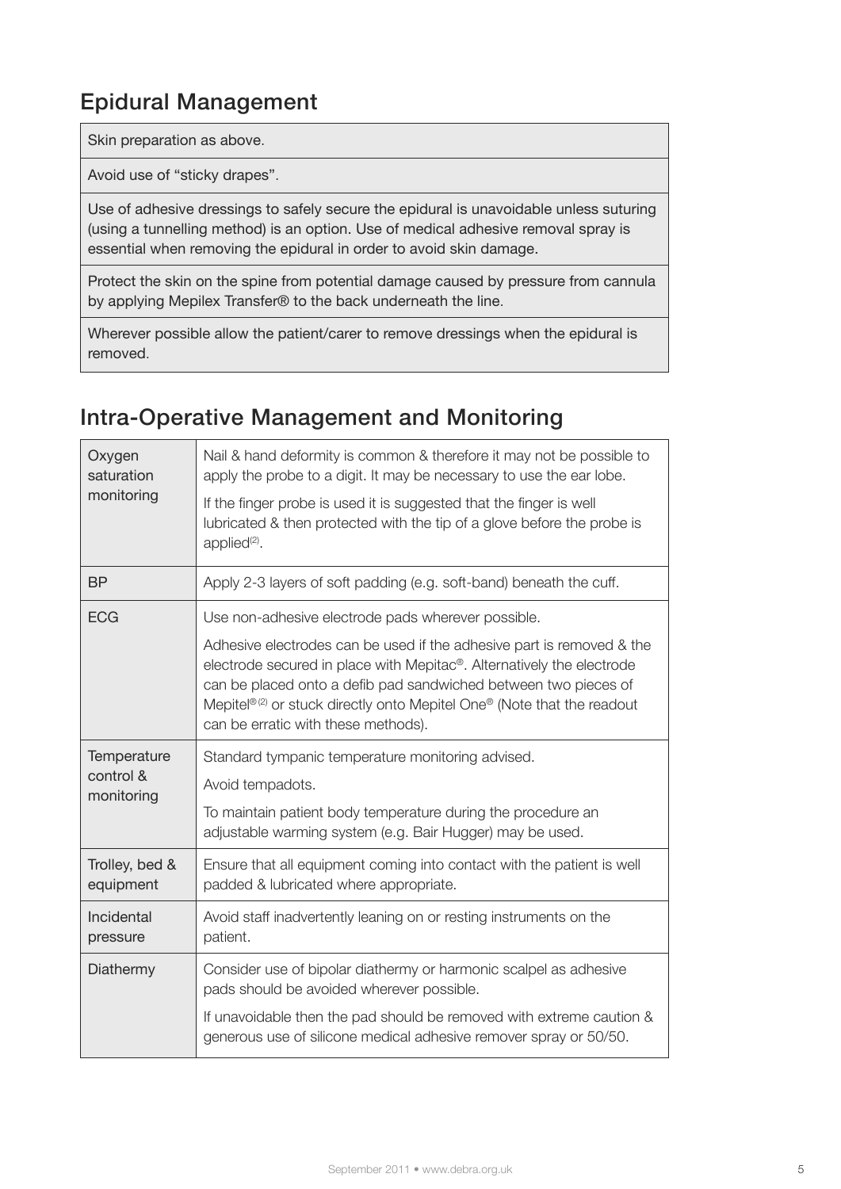## Epidural Management

| Skin preparation as above. |
| --- |
| Avoid use of "sticky drapes". |
| Use of adhesive dressings to safely secure the epidural is unavoidable unless suturing (using a tunnelling method) is an option. Use of medical adhesive removal spray is essential when removing the epidural in order to avoid skin damage. |
| Protect the skin on the spine from potential damage caused by pressure from cannula by applying Mepilex Transfer® to the back underneath the line. |
| Wherever possible allow the patient/carer to remove dressings when the epidural is removed. |

## Intra-Operative Management and Monitoring

| | |
| --- | --- |
| Oxygen saturation monitoring | Nail & hand deformity is common & therefore it may not be possible to apply the probe to a digit. It may be necessary to use the ear lobe.<br><br>If the finger probe is used it is suggested that the finger is well lubricated & then protected with the tip of a glove before the probe is applied[2]. |
| BP | Apply 2-3 layers of soft padding (e.g. soft-band) beneath the cuff. |
| ECG | Use non-adhesive electrode pads wherever possible.<br><br>Adhesive electrodes can be used if the adhesive part is removed & the electrode secured in place with Mepitac®. Alternatively the electrode can be placed onto a defib pad sandwiched between two pieces of Mepitel®[2] or stuck directly onto Mepitel One® (Note that the readout can be erratic with these methods). |
| Temperature control & monitoring | Standard tympanic temperature monitoring advised.<br><br>Avoid tempadots.<br><br>To maintain patient body temperature during the procedure an adjustable warming system (e.g. Bair Hugger) may be used. |
| Trolley, bed & equipment | Ensure that all equipment coming into contact with the patient is well padded & lubricated where appropriate. |
| Incidental pressure | Avoid staff inadvertently leaning on or resting instruments on the patient. |
| Diathermy | Consider use of bipolar diathermy or harmonic scalpel as adhesive pads should be avoided wherever possible.<br><br>If unavoidable then the pad should be removed with extreme caution & generous use of silicone medical adhesive remover spray or 50/50. |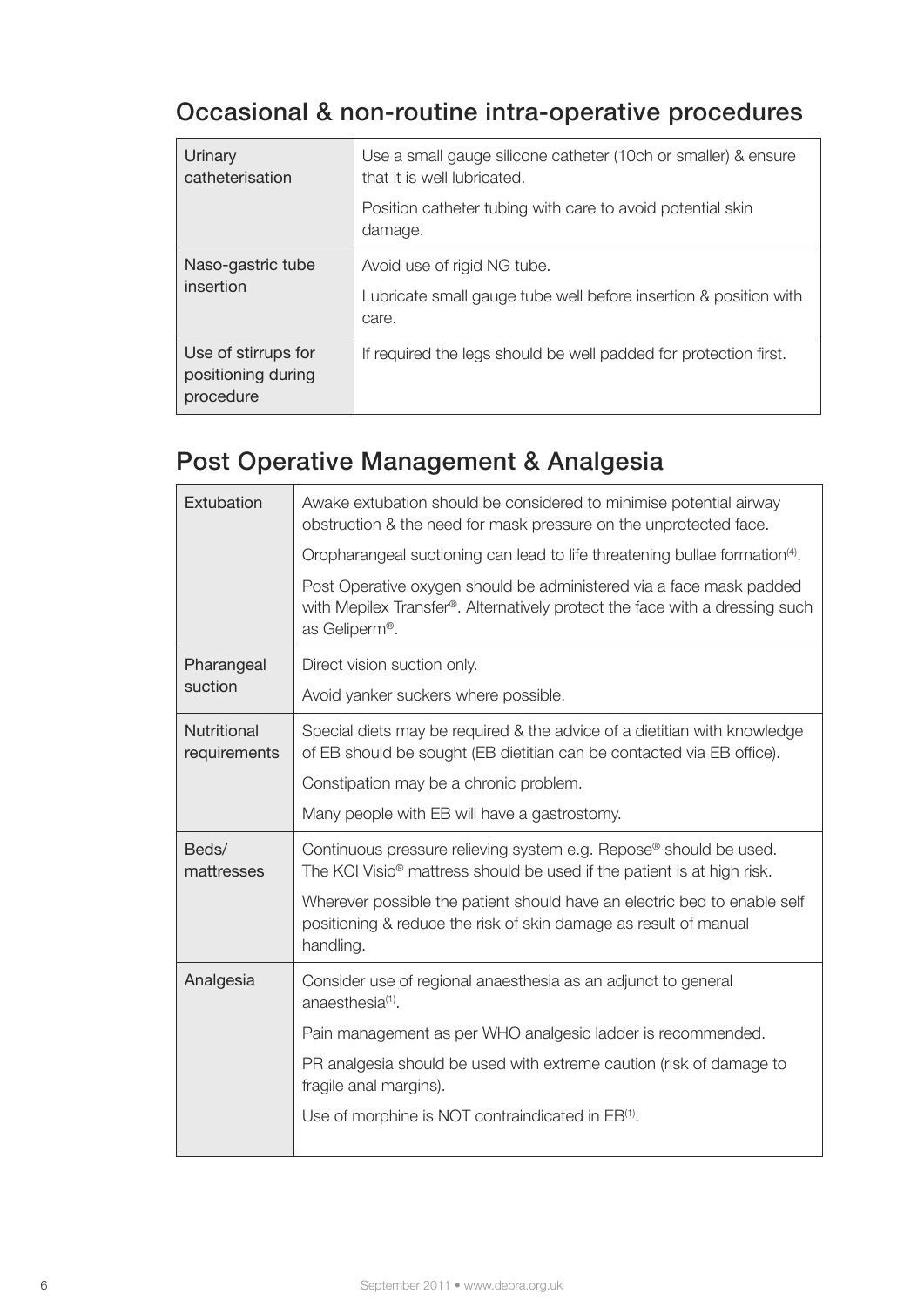## Occasional & non-routine intra-operative procedures

| | |
|---|---|
| Urinary catheterisation | Use a small gauge silicone catheter (10ch or smaller) & ensure that it is well lubricated.<br>Position catheter tubing with care to avoid potential skin damage. |
| Naso-gastric tube insertion | Avoid use of rigid NG tube.<br>Lubricate small gauge tube well before insertion & position with care. |
| Use of stirrups for positioning during procedure | If required the legs should be well padded for protection first. |

## Post Operative Management & Analgesia

| | |
|---|---|
| Extubation | Awake extubation should be considered to minimise potential airway obstruction & the need for mask pressure on the unprotected face.<br>Oropharangeal suctioning can lead to life threatening bullae formation[4].<br>Post Operative oxygen should be administered via a face mask padded with Mepilex Transfer®. Alternatively protect the face with a dressing such as Geliperm®. |
| Pharangeal suction | Direct vision suction only.<br>Avoid yanker suckers where possible. |
| Nutritional requirements | Special diets may be required & the advice of a dietitian with knowledge of EB should be sought (EB dietitian can be contacted via EB office).<br>Constipation may be a chronic problem.<br>Many people with EB will have a gastrostomy. |
| Beds/ mattresses | Continuous pressure relieving system e.g. Repose® should be used. The KCI Visio® mattress should be used if the patient is at high risk.<br>Wherever possible the patient should have an electric bed to enable self positioning & reduce the risk of skin damage as result of manual handling. |
| Analgesia | Consider use of regional anaesthesia as an adjunct to general anaesthesia[1].<br>Pain management as per WHO analgesic ladder is recommended.<br>PR analgesia should be used with extreme caution (risk of damage to fragile anal margins).<br>Use of morphine is NOT contraindicated in EB[1]. |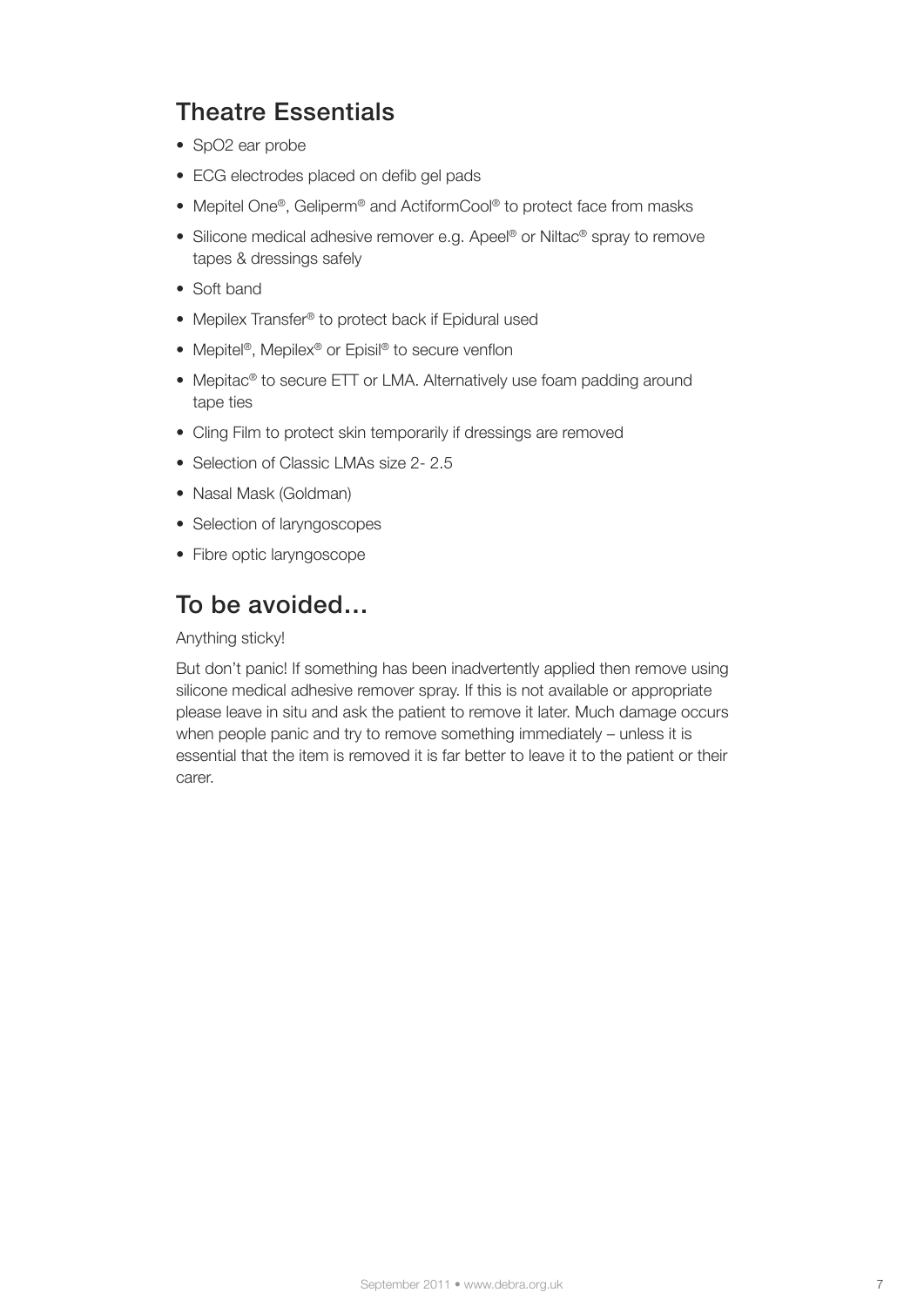## Theatre Essentials

- SpO2 ear probe
- ECG electrodes placed on defib gel pads
- Mepitel One®, Geliperm® and ActiformCool® to protect face from masks
- Silicone medical adhesive remover e.g. Apeel® or Niltac® spray to remove tapes & dressings safely
- Soft band
- Mepilex Transfer® to protect back if Epidural used
- Mepitel®, Mepilex® or Episil® to secure venflon
- Mepitac® to secure ETT or LMA. Alternatively use foam padding around tape ties
- Cling Film to protect skin temporarily if dressings are removed
- Selection of Classic LMAs size 2- 2.5
- Nasal Mask (Goldman)
- Selection of laryngoscopes
- Fibre optic laryngoscope

## To be avoided…

Anything sticky!

But don't panic! If something has been inadvertently applied then remove using silicone medical adhesive remover spray. If this is not available or appropriate please leave in situ and ask the patient to remove it later. Much damage occurs when people panic and try to remove something immediately – unless it is essential that the item is removed it is far better to leave it to the patient or their carer.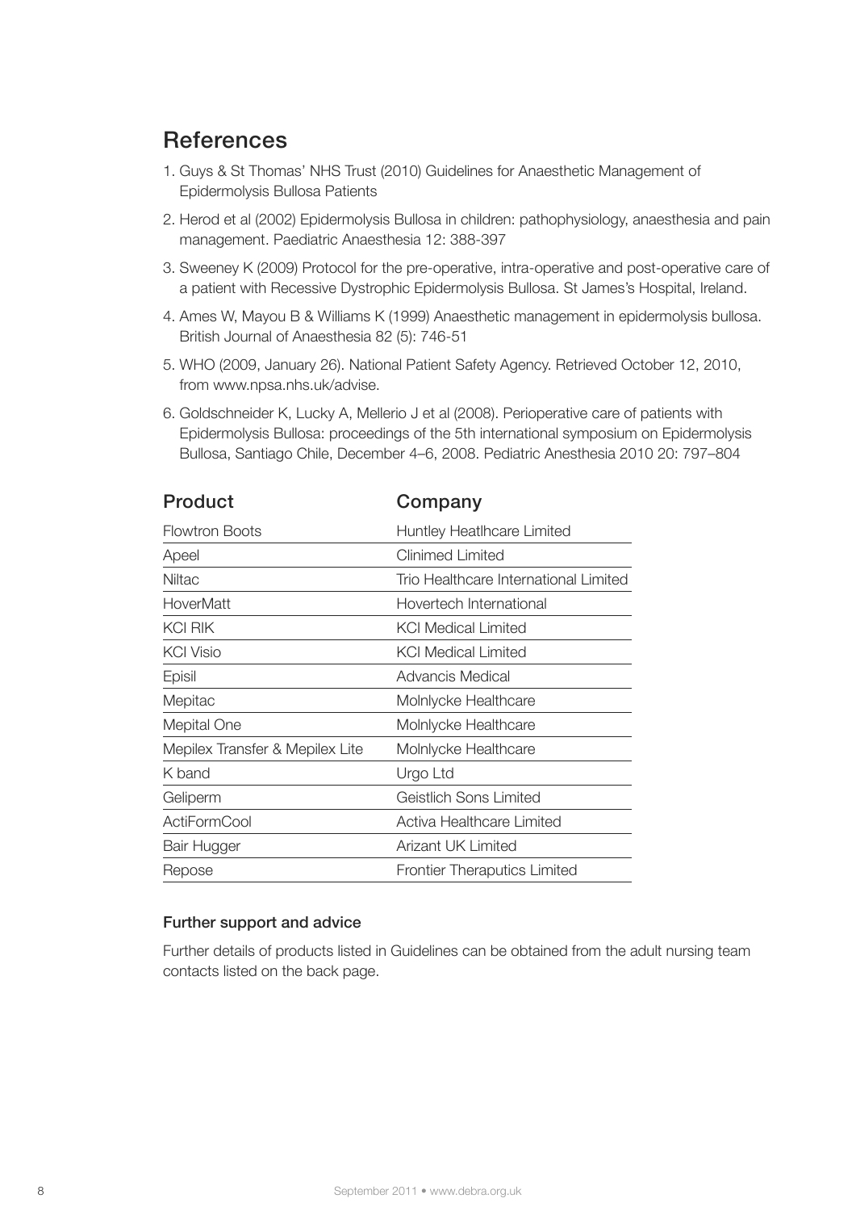## References

1. Guys & St Thomas' NHS Trust (2010) Guidelines for Anaesthetic Management of Epidermolysis Bullosa Patients
2. Herod et al (2002) Epidermolysis Bullosa in children: pathophysiology, anaesthesia and pain management. Paediatric Anaesthesia 12: 388-397
3. Sweeney K (2009) Protocol for the pre-operative, intra-operative and post-operative care of a patient with Recessive Dystrophic Epidermolysis Bullosa. St James's Hospital, Ireland.
4. Ames W, Mayou B & Williams K (1999) Anaesthetic management in epidermolysis bullosa. British Journal of Anaesthesia 82 (5): 746-51
5. WHO (2009, January 26). National Patient Safety Agency. Retrieved October 12, 2010, from www.npsa.nhs.uk/advise.
6. Goldschneider K, Lucky A, Mellerio J et al (2008). Perioperative care of patients with Epidermolysis Bullosa: proceedings of the 5th international symposium on Epidermolysis Bullosa, Santiago Chile, December 4–6, 2008. Pediatric Anesthesia 2010 20: 797–804

| Product | Company |
|---|---|
| Flowtron Boots | Huntley Heatlhcare Limited |
| Apeel | Clinimed Limited |
| Niltac | Trio Healthcare International Limited |
| HoverMatt | Hovertech International |
| KCI RIK | KCI Medical Limited |
| KCI Visio | KCI Medical Limited |
| Episil | Advancis Medical |
| Mepitac | Molnlycke Healthcare |
| Mepital One | Molnlycke Healthcare |
| Mepilex Transfer & Mepilex Lite | Molnlycke Healthcare |
| K band | Urgo Ltd |
| Geliperm | Geistlich Sons Limited |
| ActiFormCool | Activa Healthcare Limited |
| Bair Hugger | Arizant UK Limited |
| Repose | Frontier Theraputics Limited |

### Further support and advice

Further details of products listed in Guidelines can be obtained from the adult nursing team contacts listed on the back page.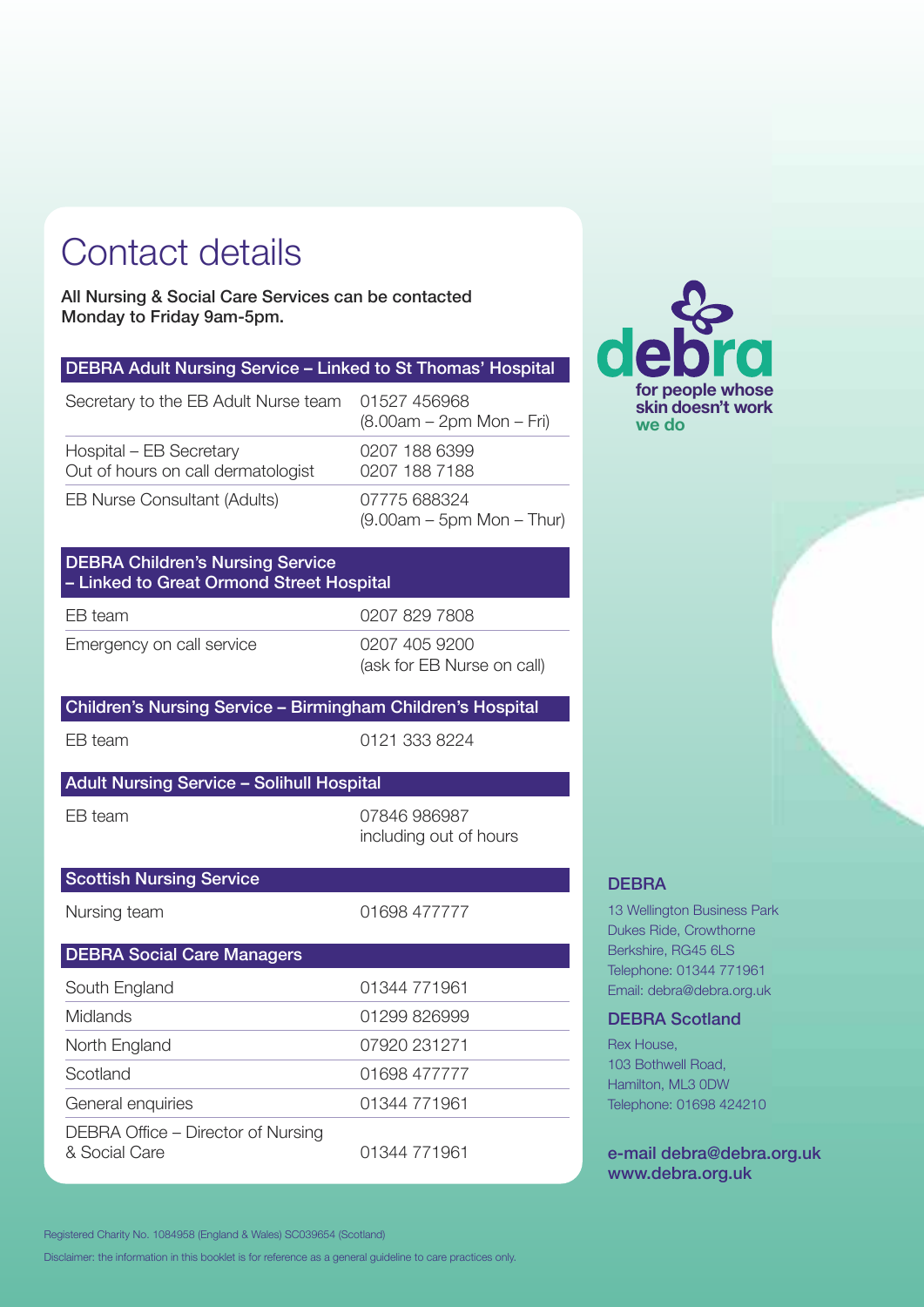# Contact details

**All Nursing & Social Care Services can be contacted Monday to Friday 9am-5pm.**

## DEBRA Adult Nursing Service – Linked to St Thomas' Hospital

| | |
|---|---|
| Secretary to the EB Adult Nurse team | 01527 456968 (8.00am – 2pm Mon – Fri) |
| Hospital – EB Secretary | 0207 188 6399 |
| Out of hours on call dermatologist | 0207 188 7188 |
| EB Nurse Consultant (Adults) | 07775 688324 (9.00am – 5pm Mon – Thur) |

## DEBRA Children's Nursing Service – Linked to Great Ormond Street Hospital

| | |
|---|---|
| EB team | 0207 829 7808 |
| Emergency on call service | 0207 405 9200 (ask for EB Nurse on call) |

## Children's Nursing Service – Birmingham Children's Hospital

| | |
|---|---|
| EB team | 0121 333 8224 |

## Adult Nursing Service – Solihull Hospital

| | |
|---|---|
| EB team | 07846 986987 including out of hours |

## Scottish Nursing Service

| | |
|---|---|
| Nursing team | 01698 477777 |

## DEBRA Social Care Managers

| | |
|---|---|
| South England | 01344 771961 |
| Midlands | 01299 826999 |
| North England | 07920 231271 |
| Scotland | 01698 477777 |
| General enquiries | 01344 771961 |
| DEBRA Office – Director of Nursing & Social Care | 01344 771961 |

debra
for people whose skin doesn't work
we do

### DEBRA

13 Wellington Business Park
Dukes Ride, Crowthorne
Berkshire, RG45 6LS
Telephone: 01344 771961
Email: debra@debra.org.uk

### DEBRA Scotland

Rex House,
103 Bothwell Road,
Hamilton, ML3 0DW
Telephone: 01698 424210

**e-mail debra@debra.org.uk**
**www.debra.org.uk**

Registered Charity No. 1084958 (England & Wales) SC039654 (Scotland)

Disclaimer: the information in this booklet is for reference as a general guideline to care practices only.